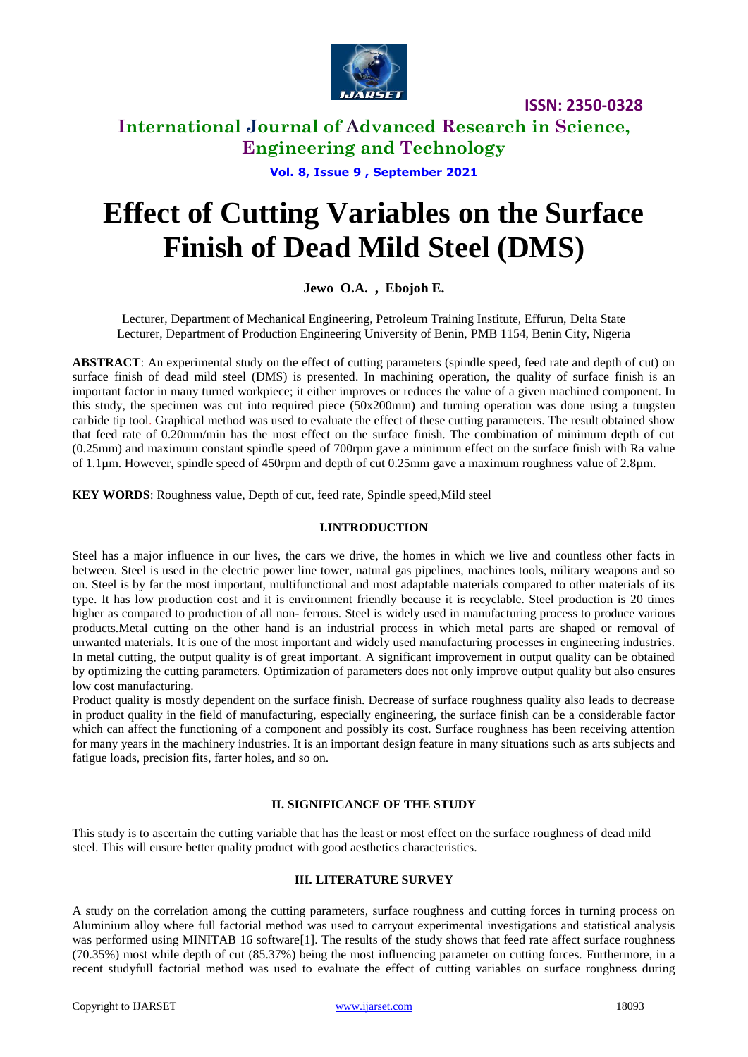# Effect of Cutting Variables on the Surface Finish of Dead Mild Steel (DMS)

**Jewo O.A. , Ebojoh E.**

Lecturer, Department of Mechanical Engineering, Petroleum Training Institute, Effurun, Delta State
Lecturer, Department of Production Engineering University of Benin, PMB 1154, Benin City, Nigeria

**ABSTRACT**: An experimental study on the effect of cutting parameters (spindle speed, feed rate and depth of cut) on surface finish of dead mild steel (DMS) is presented. In machining operation, the quality of surface finish is an important factor in many turned workpiece; it either improves or reduces the value of a given machined component. In this study, the specimen was cut into required piece (50x200mm) and turning operation was done using a tungsten carbide tip tool. Graphical method was used to evaluate the effect of these cutting parameters. The result obtained show that feed rate of 0.20mm/min has the most effect on the surface finish. The combination of minimum depth of cut (0.25mm) and maximum constant spindle speed of 700rpm gave a minimum effect on the surface finish with Ra value of 1.1µm. However, spindle speed of 450rpm and depth of cut 0.25mm gave a maximum roughness value of 2.8µm.

**KEY WORDS**: Roughness value, Depth of cut, feed rate, Spindle speed,Mild steel

## I.INTRODUCTION

Steel has a major influence in our lives, the cars we drive, the homes in which we live and countless other facts in between. Steel is used in the electric power line tower, natural gas pipelines, machines tools, military weapons and so on. Steel is by far the most important, multifunctional and most adaptable materials compared to other materials of its type. It has low production cost and it is environment friendly because it is recyclable. Steel production is 20 times higher as compared to production of all non- ferrous. Steel is widely used in manufacturing process to produce various products.Metal cutting on the other hand is an industrial process in which metal parts are shaped or removal of unwanted materials. It is one of the most important and widely used manufacturing processes in engineering industries. In metal cutting, the output quality is of great important. A significant improvement in output quality can be obtained by optimizing the cutting parameters. Optimization of parameters does not only improve output quality but also ensures low cost manufacturing.

Product quality is mostly dependent on the surface finish. Decrease of surface roughness quality also leads to decrease in product quality in the field of manufacturing, especially engineering, the surface finish can be a considerable factor which can affect the functioning of a component and possibly its cost. Surface roughness has been receiving attention for many years in the machinery industries. It is an important design feature in many situations such as arts subjects and fatigue loads, precision fits, farter holes, and so on.

## II. SIGNIFICANCE OF THE STUDY

This study is to ascertain the cutting variable that has the least or most effect on the surface roughness of dead mild steel. This will ensure better quality product with good aesthetics characteristics.

## III. LITERATURE SURVEY

A study on the correlation among the cutting parameters, surface roughness and cutting forces in turning process on Aluminium alloy where full factorial method was used to carryout experimental investigations and statistical analysis was performed using MINITAB 16 software[1]. The results of the study shows that feed rate affect surface roughness (70.35%) most while depth of cut (85.37%) being the most influencing parameter on cutting forces. Furthermore, in a recent studyfull factorial method was used to evaluate the effect of cutting variables on surface roughness during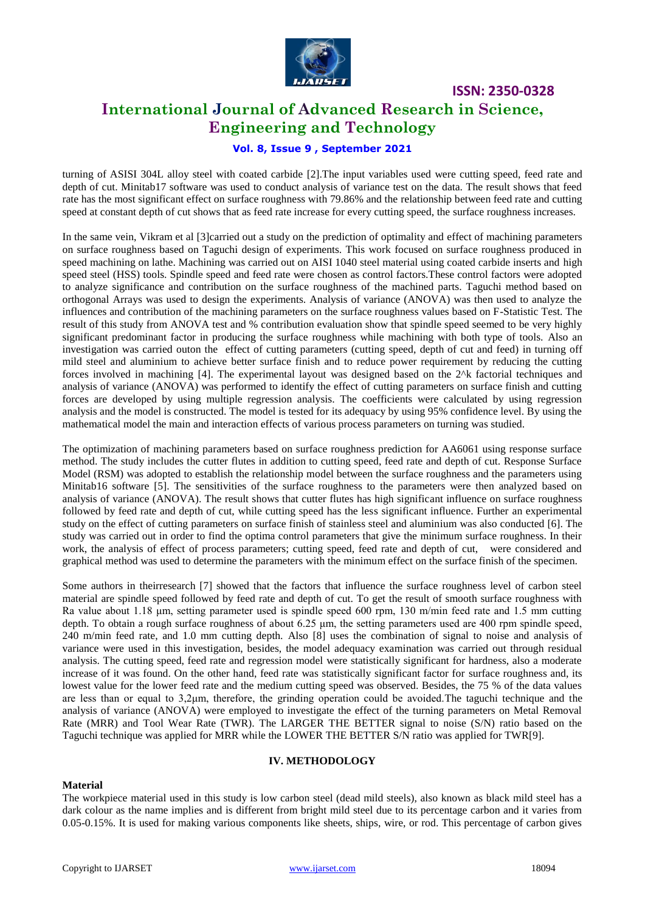turning of ASISI 304L alloy steel with coated carbide [2].The input variables used were cutting speed, feed rate and depth of cut. Minitab17 software was used to conduct analysis of variance test on the data. The result shows that feed rate has the most significant effect on surface roughness with 79.86% and the relationship between feed rate and cutting speed at constant depth of cut shows that as feed rate increase for every cutting speed, the surface roughness increases.

In the same vein, Vikram et al [3]carried out a study on the prediction of optimality and effect of machining parameters on surface roughness based on Taguchi design of experiments. This work focused on surface roughness produced in speed machining on lathe. Machining was carried out on AISI 1040 steel material using coated carbide inserts and high speed steel (HSS) tools. Spindle speed and feed rate were chosen as control factors.These control factors were adopted to analyze significance and contribution on the surface roughness of the machined parts. Taguchi method based on orthogonal Arrays was used to design the experiments. Analysis of variance (ANOVA) was then used to analyze the influences and contribution of the machining parameters on the surface roughness values based on F-Statistic Test. The result of this study from ANOVA test and % contribution evaluation show that spindle speed seemed to be very highly significant predominant factor in producing the surface roughness while machining with both type of tools. Also an investigation was carried outon the effect of cutting parameters (cutting speed, depth of cut and feed) in turning off mild steel and aluminium to achieve better surface finish and to reduce power requirement by reducing the cutting forces involved in machining [4]. The experimental layout was designed based on the 2^k factorial techniques and analysis of variance (ANOVA) was performed to identify the effect of cutting parameters on surface finish and cutting forces are developed by using multiple regression analysis. The coefficients were calculated by using regression analysis and the model is constructed. The model is tested for its adequacy by using 95% confidence level. By using the mathematical model the main and interaction effects of various process parameters on turning was studied.

The optimization of machining parameters based on surface roughness prediction for AA6061 using response surface method. The study includes the cutter flutes in addition to cutting speed, feed rate and depth of cut. Response Surface Model (RSM) was adopted to establish the relationship model between the surface roughness and the parameters using Minitab16 software [5]. The sensitivities of the surface roughness to the parameters were then analyzed based on analysis of variance (ANOVA). The result shows that cutter flutes has high significant influence on surface roughness followed by feed rate and depth of cut, while cutting speed has the less significant influence. Further an experimental study on the effect of cutting parameters on surface finish of stainless steel and aluminium was also conducted [6]. The study was carried out in order to find the optima control parameters that give the minimum surface roughness. In their work, the analysis of effect of process parameters; cutting speed, feed rate and depth of cut, were considered and graphical method was used to determine the parameters with the minimum effect on the surface finish of the specimen.

Some authors in theirresearch [7] showed that the factors that influence the surface roughness level of carbon steel material are spindle speed followed by feed rate and depth of cut. To get the result of smooth surface roughness with Ra value about 1.18 µm, setting parameter used is spindle speed 600 rpm, 130 m/min feed rate and 1.5 mm cutting depth. To obtain a rough surface roughness of about 6.25 µm, the setting parameters used are 400 rpm spindle speed, 240 m/min feed rate, and 1.0 mm cutting depth. Also [8] uses the combination of signal to noise and analysis of variance were used in this investigation, besides, the model adequacy examination was carried out through residual analysis. The cutting speed, feed rate and regression model were statistically significant for hardness, also a moderate increase of it was found. On the other hand, feed rate was statistically significant factor for surface roughness and, its lowest value for the lower feed rate and the medium cutting speed was observed. Besides, the 75 % of the data values are less than or equal to 3,2µm, therefore, the grinding operation could be avoided.The taguchi technique and the analysis of variance (ANOVA) were employed to investigate the effect of the turning parameters on Metal Removal Rate (MRR) and Tool Wear Rate (TWR). The LARGER THE BETTER signal to noise (S/N) ratio based on the Taguchi technique was applied for MRR while the LOWER THE BETTER S/N ratio was applied for TWR[9].

## IV. METHODOLOGY

**Material**

The workpiece material used in this study is low carbon steel (dead mild steels), also known as black mild steel has a dark colour as the name implies and is different from bright mild steel due to its percentage carbon and it varies from 0.05-0.15%. It is used for making various components like sheets, ships, wire, or rod. This percentage of carbon gives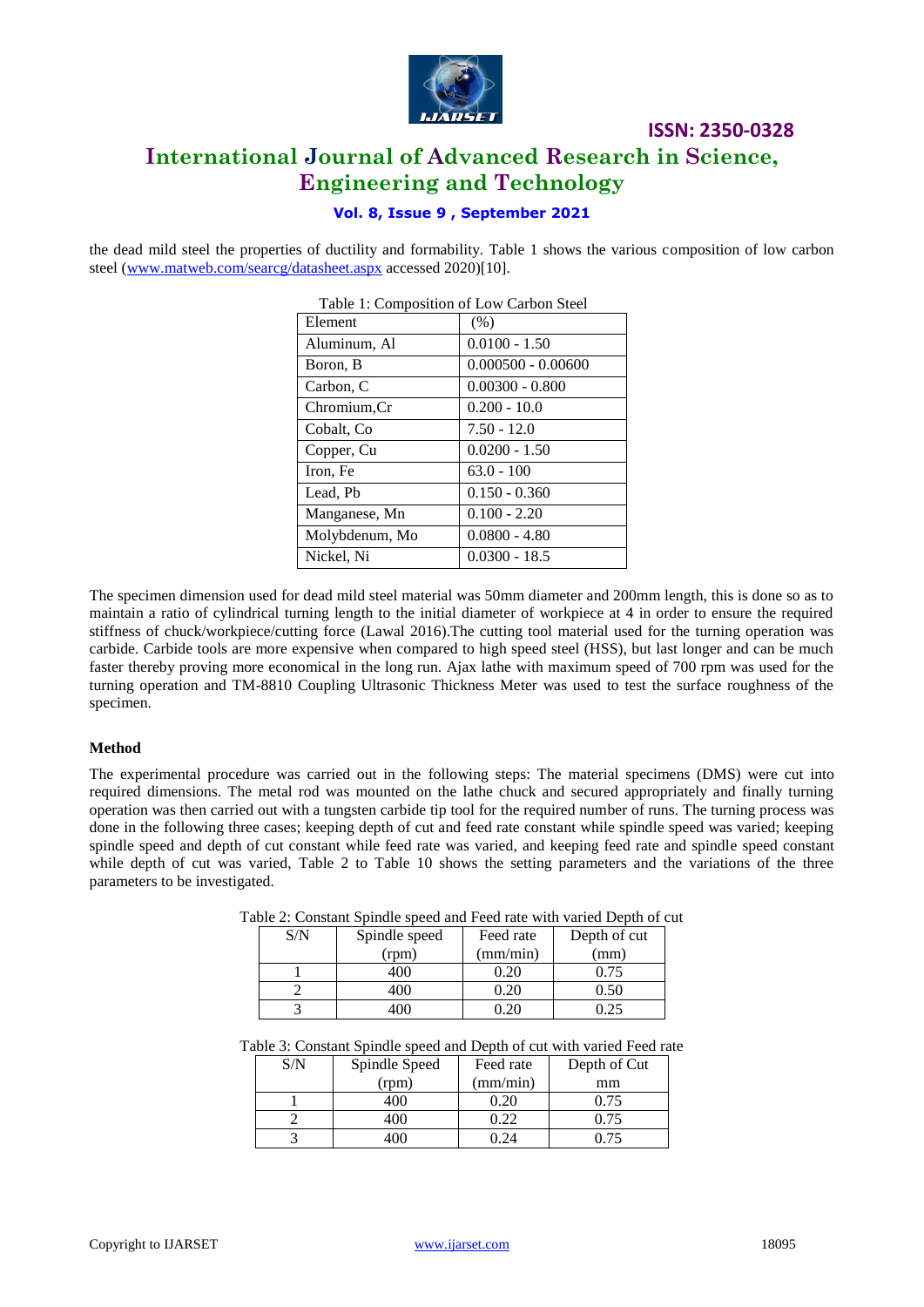the dead mild steel the properties of ductility and formability. Table 1 shows the various composition of low carbon steel (www.matweb.com/searcg/datasheet.aspx accessed 2020)[10].

Table 1: Composition of Low Carbon Steel

| Element | (%) |
|---|---|
| Aluminum, Al | 0.0100 - 1.50 |
| Boron, B | 0.000500 - 0.00600 |
| Carbon, C | 0.00300 - 0.800 |
| Chromium,Cr | 0.200 - 10.0 |
| Cobalt, Co | 7.50 - 12.0 |
| Copper, Cu | 0.0200 - 1.50 |
| Iron, Fe | 63.0 - 100 |
| Lead, Pb | 0.150 - 0.360 |
| Manganese, Mn | 0.100 - 2.20 |
| Molybdenum, Mo | 0.0800 - 4.80 |
| Nickel, Ni | 0.0300 - 18.5 |

The specimen dimension used for dead mild steel material was 50mm diameter and 200mm length, this is done so as to maintain a ratio of cylindrical turning length to the initial diameter of workpiece at 4 in order to ensure the required stiffness of chuck/workpiece/cutting force (Lawal 2016).The cutting tool material used for the turning operation was carbide. Carbide tools are more expensive when compared to high speed steel (HSS), but last longer and can be much faster thereby proving more economical in the long run. Ajax lathe with maximum speed of 700 rpm was used for the turning operation and TM-8810 Coupling Ultrasonic Thickness Meter was used to test the surface roughness of the specimen.

**Method**

The experimental procedure was carried out in the following steps: The material specimens (DMS) were cut into required dimensions. The metal rod was mounted on the lathe chuck and secured appropriately and finally turning operation was then carried out with a tungsten carbide tip tool for the required number of runs. The turning process was done in the following three cases; keeping depth of cut and feed rate constant while spindle speed was varied; keeping spindle speed and depth of cut constant while feed rate was varied, and keeping feed rate and spindle speed constant while depth of cut was varied, Table 2 to Table 10 shows the setting parameters and the variations of the three parameters to be investigated.

Table 2: Constant Spindle speed and Feed rate with varied Depth of cut

| S/N | Spindle speed (rpm) | Feed rate (mm/min) | Depth of cut (mm) |
|---|---|---|---|
| 1 | 400 | 0.20 | 0.75 |
| 2 | 400 | 0.20 | 0.50 |
| 3 | 400 | 0.20 | 0.25 |

Table 3: Constant Spindle speed and Depth of cut with varied Feed rate

| S/N | Spindle Speed (rpm) | Feed rate (mm/min) | Depth of Cut mm |
|---|---|---|---|
| 1 | 400 | 0.20 | 0.75 |
| 2 | 400 | 0.22 | 0.75 |
| 3 | 400 | 0.24 | 0.75 |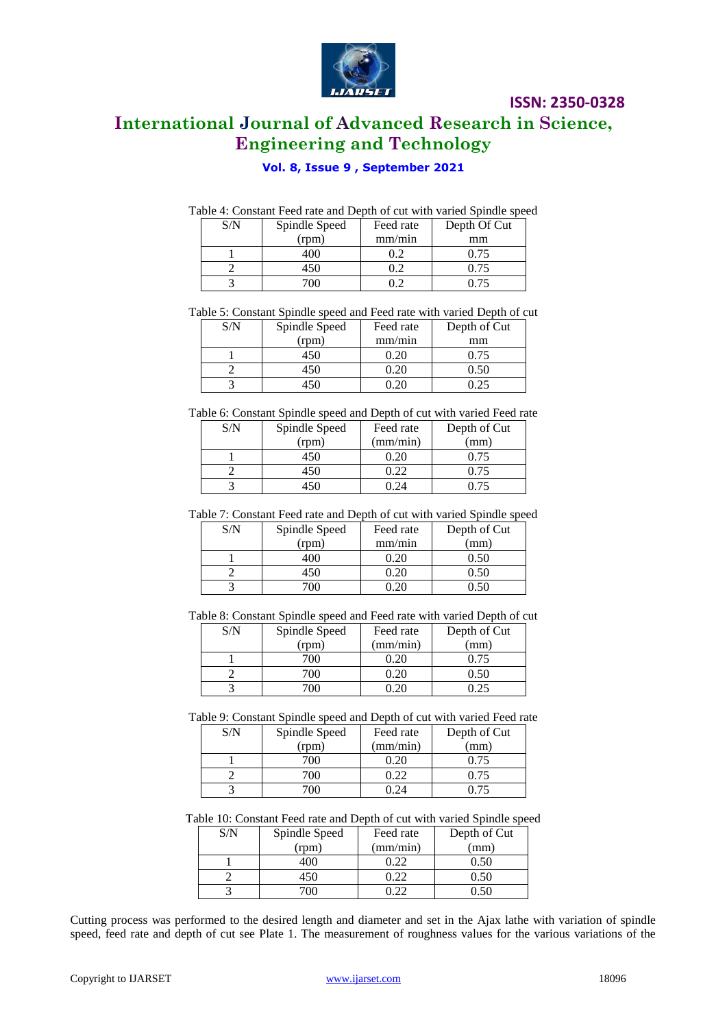Table 4: Constant Feed rate and Depth of cut with varied Spindle speed

| S/N | Spindle Speed (rpm) | Feed rate mm/min | Depth Of Cut mm |
|---|---|---|---|
| 1 | 400 | 0.2 | 0.75 |
| 2 | 450 | 0.2 | 0.75 |
| 3 | 700 | 0.2 | 0.75 |

Table 5: Constant Spindle speed and Feed rate with varied Depth of cut

| S/N | Spindle Speed (rpm) | Feed rate mm/min | Depth of Cut mm |
|---|---|---|---|
| 1 | 450 | 0.20 | 0.75 |
| 2 | 450 | 0.20 | 0.50 |
| 3 | 450 | 0.20 | 0.25 |

Table 6: Constant Spindle speed and Depth of cut with varied Feed rate

| S/N | Spindle Speed (rpm) | Feed rate (mm/min) | Depth of Cut (mm) |
|---|---|---|---|
| 1 | 450 | 0.20 | 0.75 |
| 2 | 450 | 0.22 | 0.75 |
| 3 | 450 | 0.24 | 0.75 |

Table 7: Constant Feed rate and Depth of cut with varied Spindle speed

| S/N | Spindle Speed (rpm) | Feed rate mm/min | Depth of Cut (mm) |
|---|---|---|---|
| 1 | 400 | 0.20 | 0.50 |
| 2 | 450 | 0.20 | 0.50 |
| 3 | 700 | 0.20 | 0.50 |

Table 8: Constant Spindle speed and Feed rate with varied Depth of cut

| S/N | Spindle Speed (rpm) | Feed rate (mm/min) | Depth of Cut (mm) |
|---|---|---|---|
| 1 | 700 | 0.20 | 0.75 |
| 2 | 700 | 0.20 | 0.50 |
| 3 | 700 | 0.20 | 0.25 |

Table 9: Constant Spindle speed and Depth of cut with varied Feed rate

| S/N | Spindle Speed (rpm) | Feed rate (mm/min) | Depth of Cut (mm) |
|---|---|---|---|
| 1 | 700 | 0.20 | 0.75 |
| 2 | 700 | 0.22 | 0.75 |
| 3 | 700 | 0.24 | 0.75 |

Table 10: Constant Feed rate and Depth of cut with varied Spindle speed

| S/N | Spindle Speed (rpm) | Feed rate (mm/min) | Depth of Cut (mm) |
|---|---|---|---|
| 1 | 400 | 0.22 | 0.50 |
| 2 | 450 | 0.22 | 0.50 |
| 3 | 700 | 0.22 | 0.50 |

Cutting process was performed to the desired length and diameter and set in the Ajax lathe with variation of spindle speed, feed rate and depth of cut see Plate 1. The measurement of roughness values for the various variations of the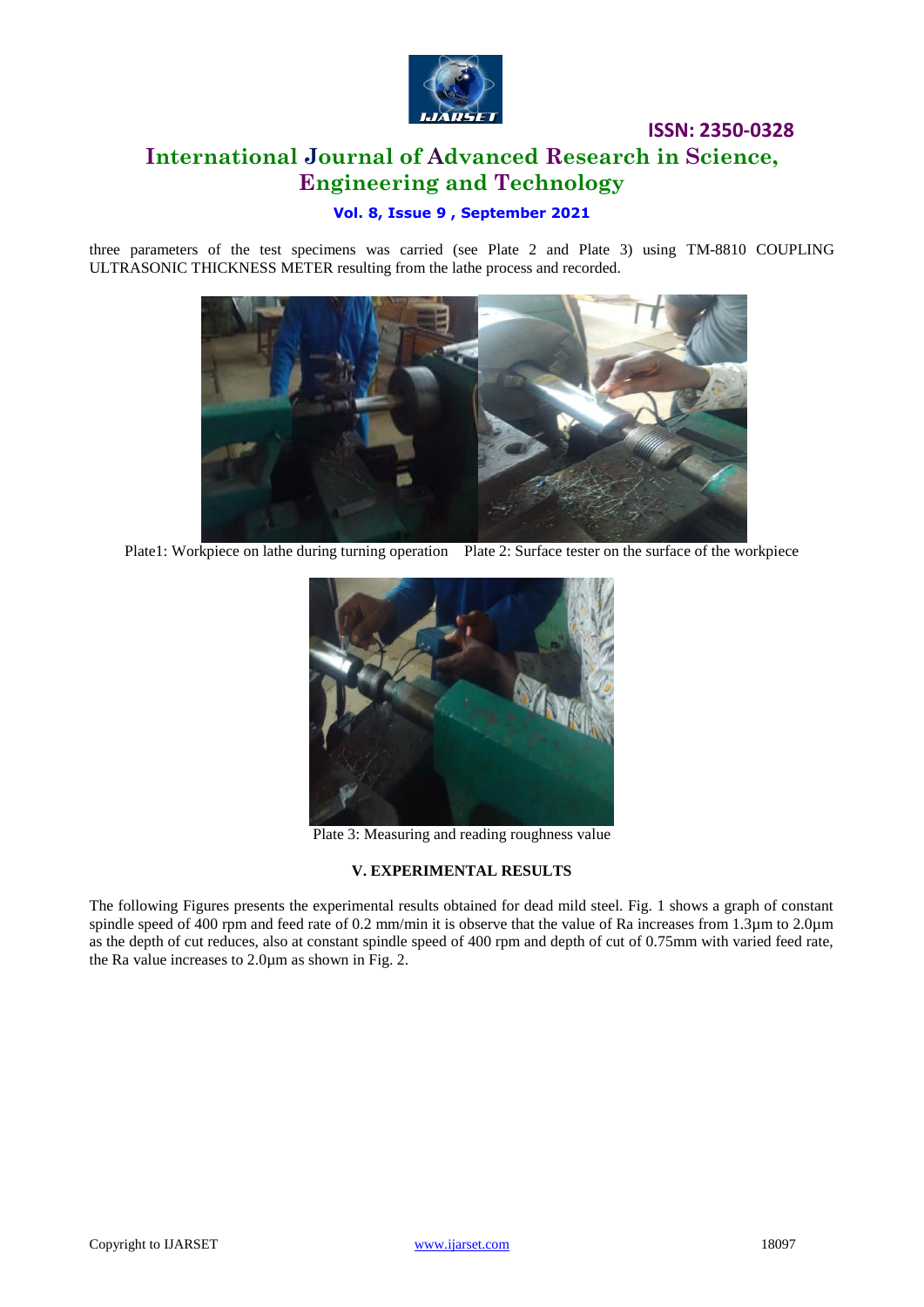three parameters of the test specimens was carried (see Plate 2 and Plate 3) using TM-8810 COUPLING ULTRASONIC THICKNESS METER resulting from the lathe process and recorded.

Plate1: Workpiece on lathe during turning operation    Plate 2: Surface tester on the surface of the workpiece

Plate 3: Measuring and reading roughness value

### V. EXPERIMENTAL RESULTS

The following Figures presents the experimental results obtained for dead mild steel. Fig. 1 shows a graph of constant spindle speed of 400 rpm and feed rate of 0.2 mm/min it is observe that the value of Ra increases from 1.3μm to 2.0μm as the depth of cut reduces, also at constant spindle speed of 400 rpm and depth of cut of 0.75mm with varied feed rate, the Ra value increases to 2.0μm as shown in Fig. 2.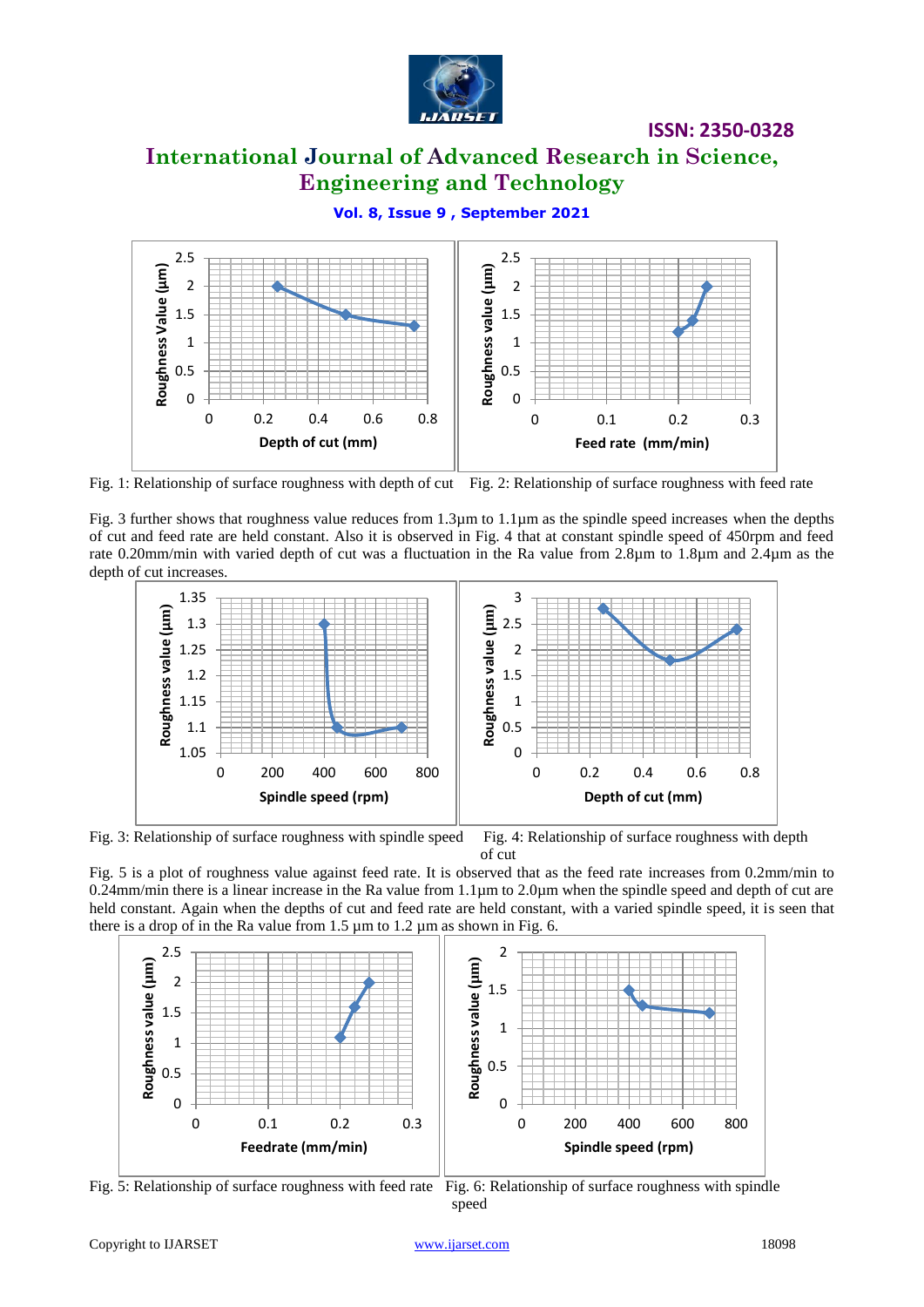Fig. 1: Relationship of surface roughness with depth of cut

Fig. 2: Relationship of surface roughness with feed rate

Fig. 3 further shows that roughness value reduces from 1.3µm to 1.1µm as the spindle speed increases when the depths of cut and feed rate are held constant. Also it is observed in Fig. 4 that at constant spindle speed of 450rpm and feed rate 0.20mm/min with varied depth of cut was a fluctuation in the Ra value from 2.8µm to 1.8µm and 2.4µm as the depth of cut increases.

Fig. 3: Relationship of surface roughness with spindle speed

Fig. 4: Relationship of surface roughness with depth of cut

Fig. 5 is a plot of roughness value against feed rate. It is observed that as the feed rate increases from 0.2mm/min to 0.24mm/min there is a linear increase in the Ra value from 1.1µm to 2.0µm when the spindle speed and depth of cut are held constant. Again when the depths of cut and feed rate are held constant, with a varied spindle speed, it is seen that there is a drop of in the Ra value from 1.5 µm to 1.2 µm as shown in Fig. 6.

Fig. 5: Relationship of surface roughness with feed rate

Fig. 6: Relationship of surface roughness with spindle speed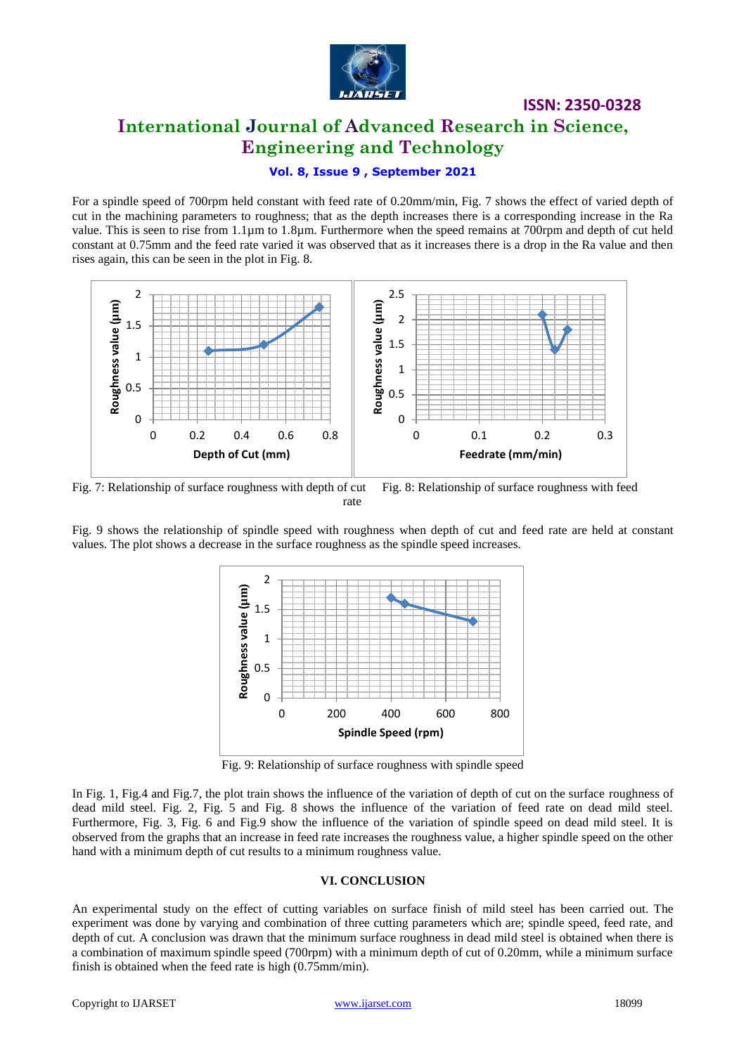For a spindle speed of 700rpm held constant with feed rate of 0.20mm/min, Fig. 7 shows the effect of varied depth of cut in the machining parameters to roughness; that as the depth increases there is a corresponding increase in the Ra value. This is seen to rise from 1.1µm to 1.8µm. Furthermore when the speed remains at 700rpm and depth of cut held constant at 0.75mm and the feed rate varied it was observed that as it increases there is a drop in the Ra value and then rises again, this can be seen in the plot in Fig. 8.

Fig. 7: Relationship of surface roughness with depth of cut

Fig. 8: Relationship of surface roughness with feed rate

Fig. 9 shows the relationship of spindle speed with roughness when depth of cut and feed rate are held at constant values. The plot shows a decrease in the surface roughness as the spindle speed increases.

Fig. 9: Relationship of surface roughness with spindle speed

In Fig. 1, Fig.4 and Fig.7, the plot train shows the influence of the variation of depth of cut on the surface roughness of dead mild steel. Fig. 2, Fig. 5 and Fig. 8 shows the influence of the variation of feed rate on dead mild steel. Furthermore, Fig. 3, Fig. 6 and Fig.9 show the influence of the variation of spindle speed on dead mild steel. It is observed from the graphs that an increase in feed rate increases the roughness value, a higher spindle speed on the other hand with a minimum depth of cut results to a minimum roughness value.

## VI. CONCLUSION

An experimental study on the effect of cutting variables on surface finish of mild steel has been carried out. The experiment was done by varying and combination of three cutting parameters which are; spindle speed, feed rate, and depth of cut. A conclusion was drawn that the minimum surface roughness in dead mild steel is obtained when there is a combination of maximum spindle speed (700rpm) with a minimum depth of cut of 0.20mm, while a minimum surface finish is obtained when the feed rate is high (0.75mm/min).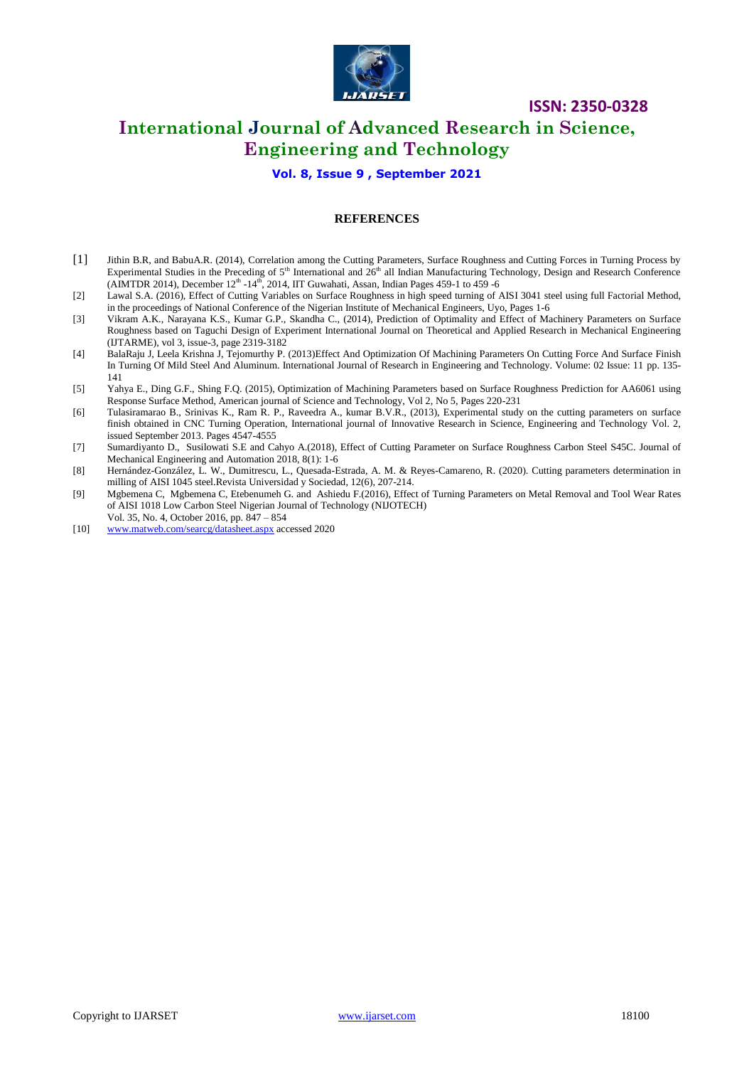## REFERENCES

[1] Jithin B.R, and BabuA.R. (2014), Correlation among the Cutting Parameters, Surface Roughness and Cutting Forces in Turning Process by Experimental Studies in the Preceding of 5th International and 26th all Indian Manufacturing Technology, Design and Research Conference (AIMTDR 2014), December 12th -14th, 2014, IIT Guwahati, Assan, Indian Pages 459-1 to 459 -6

[2] Lawal S.A. (2016), Effect of Cutting Variables on Surface Roughness in high speed turning of AISI 3041 steel using full Factorial Method, in the proceedings of National Conference of the Nigerian Institute of Mechanical Engineers, Uyo, Pages 1-6

[3] Vikram A.K., Narayana K.S., Kumar G.P., Skandha C., (2014), Prediction of Optimality and Effect of Machinery Parameters on Surface Roughness based on Taguchi Design of Experiment International Journal on Theoretical and Applied Research in Mechanical Engineering (IJTARME), vol 3, issue-3, page 2319-3182

[4] BalaRaju J, Leela Krishna J, Tejomurthy P. (2013)Effect And Optimization Of Machining Parameters On Cutting Force And Surface Finish In Turning Of Mild Steel And Aluminum. International Journal of Research in Engineering and Technology. Volume: 02 Issue: 11 pp. 135-141

[5] Yahya E., Ding G.F., Shing F.Q. (2015), Optimization of Machining Parameters based on Surface Roughness Prediction for AA6061 using Response Surface Method, American journal of Science and Technology, Vol 2, No 5, Pages 220-231

[6] Tulasiramarao B., Srinivas K., Ram R. P., Raveedra A., kumar B.V.R., (2013), Experimental study on the cutting parameters on surface finish obtained in CNC Turning Operation, International journal of Innovative Research in Science, Engineering and Technology Vol. 2, issued September 2013. Pages 4547-4555

[7] Sumardiyanto D., Susilowati S.E and Cahyo A.(2018), Effect of Cutting Parameter on Surface Roughness Carbon Steel S45C. Journal of Mechanical Engineering and Automation 2018, 8(1): 1-6

[8] Hernández-González, L. W., Dumitrescu, L., Quesada-Estrada, A. M. & Reyes-Camareno, R. (2020). Cutting parameters determination in milling of AISI 1045 steel.Revista Universidad y Sociedad, 12(6), 207-214.

[9] Mgbemena C, Mgbemena C, Etebenumeh G. and Ashiedu F.(2016), Effect of Turning Parameters on Metal Removal and Tool Wear Rates of AISI 1018 Low Carbon Steel Nigerian Journal of Technology (NIJOTECH) Vol. 35, No. 4, October 2016, pp. 847 – 854

[10] www.matweb.com/searcg/datasheet.aspx accessed 2020